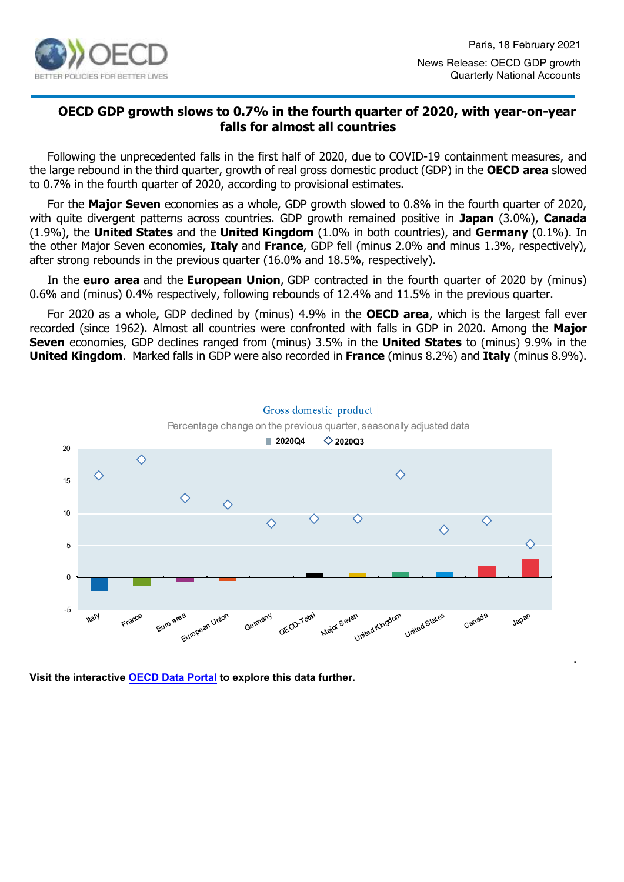Paris, 18 February 2021

News Release: OECD GDP growth
Quarterly National Accounts

# OECD GDP growth slows to 0.7% in the fourth quarter of 2020, with year-on-year falls for almost all countries

Following the unprecedented falls in the first half of 2020, due to COVID-19 containment measures, and the large rebound in the third quarter, growth of real gross domestic product (GDP) in the **OECD area** slowed to 0.7% in the fourth quarter of 2020, according to provisional estimates.

For the **Major Seven** economies as a whole, GDP growth slowed to 0.8% in the fourth quarter of 2020, with quite divergent patterns across countries. GDP growth remained positive in **Japan** (3.0%), **Canada** (1.9%), the **United States** and the **United Kingdom** (1.0% in both countries), and **Germany** (0.1%). In the other Major Seven economies, **Italy** and **France**, GDP fell (minus 2.0% and minus 1.3%, respectively), after strong rebounds in the previous quarter (16.0% and 18.5%, respectively).

In the **euro area** and the **European Union**, GDP contracted in the fourth quarter of 2020 by (minus) 0.6% and (minus) 0.4% respectively, following rebounds of 12.4% and 11.5% in the previous quarter.

For 2020 as a whole, GDP declined by (minus) 4.9% in the **OECD area**, which is the largest fall ever recorded (since 1962). Almost all countries were confronted with falls in GDP in 2020. Among the **Major Seven** economies, GDP declines ranged from (minus) 3.5% in the **United States** to (minus) 9.9% in the **United Kingdom**. Marked falls in GDP were also recorded in **France** (minus 8.2%) and **Italy** (minus 8.9%).

Gross domestic product

Percentage change on the previous quarter, seasonally adjusted data

2020Q4 ◇ 2020Q3

Italy, France, Euro area, European Union, Germany, OECD-Total, Major Seven, United Kingdom, United States, Canada, Japan

**Visit the interactive OECD Data Portal to explore this data further.**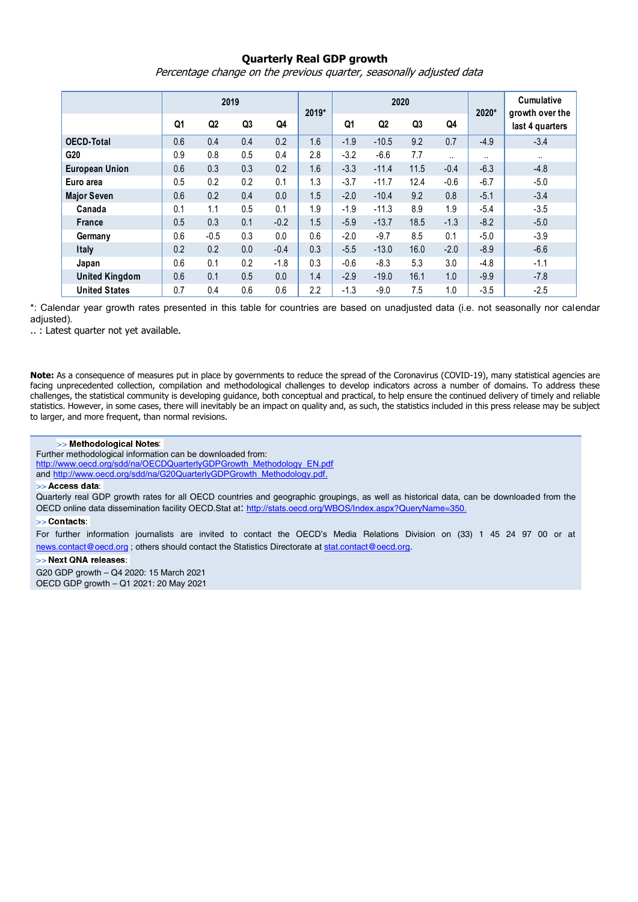## Quarterly Real GDP growth

*Percentage change on the previous quarter, seasonally adjusted data*

| | 2019 | | | | 2019* | 2020 | | | | 2020* | Cumulative growth over the last 4 quarters |
|---|---|---|---|---|---|---|---|---|---|---|---|
| | Q1 | Q2 | Q3 | Q4 | | Q1 | Q2 | Q3 | Q4 | | |
| **OECD-Total** | 0.6 | 0.4 | 0.4 | 0.2 | 1.6 | -1.9 | -10.5 | 9.2 | 0.7 | -4.9 | -3.4 |
| **G20** | 0.9 | 0.8 | 0.5 | 0.4 | 2.8 | -3.2 | -6.6 | 7.7 | .. | .. | .. |
| **European Union** | 0.6 | 0.3 | 0.3 | 0.2 | 1.6 | -3.3 | -11.4 | 11.5 | -0.4 | -6.3 | -4.8 |
| **Euro area** | 0.5 | 0.2 | 0.2 | 0.1 | 1.3 | -3.7 | -11.7 | 12.4 | -0.6 | -6.7 | -5.0 |
| **Major Seven** | 0.6 | 0.2 | 0.4 | 0.0 | 1.5 | -2.0 | -10.4 | 9.2 | 0.8 | -5.1 | -3.4 |
| **Canada** | 0.1 | 1.1 | 0.5 | 0.1 | 1.9 | -1.9 | -11.3 | 8.9 | 1.9 | -5.4 | -3.5 |
| **France** | 0.5 | 0.3 | 0.1 | -0.2 | 1.5 | -5.9 | -13.7 | 18.5 | -1.3 | -8.2 | -5.0 |
| **Germany** | 0.6 | -0.5 | 0.3 | 0.0 | 0.6 | -2.0 | -9.7 | 8.5 | 0.1 | -5.0 | -3.9 |
| **Italy** | 0.2 | 0.2 | 0.0 | -0.4 | 0.3 | -5.5 | -13.0 | 16.0 | -2.0 | -8.9 | -6.6 |
| **Japan** | 0.6 | 0.1 | 0.2 | -1.8 | 0.3 | -0.6 | -8.3 | 5.3 | 3.0 | -4.8 | -1.1 |
| **United Kingdom** | 0.6 | 0.1 | 0.5 | 0.0 | 1.4 | -2.9 | -19.0 | 16.1 | 1.0 | -9.9 | -7.8 |
| **United States** | 0.7 | 0.4 | 0.6 | 0.6 | 2.2 | -1.3 | -9.0 | 7.5 | 1.0 | -3.5 | -2.5 |

*: Calendar year growth rates presented in this table for countries are based on unadjusted data (i.e. not seasonally nor calendar adjusted).

.. : Latest quarter not yet available.

**Note:** As a consequence of measures put in place by governments to reduce the spread of the Coronavirus (COVID-19), many statistical agencies are facing unprecedented collection, compilation and methodological challenges to develop indicators across a number of domains. To address these challenges, the statistical community is developing guidance, both conceptual and practical, to help ensure the continued delivery of timely and reliable statistics. However, in some cases, there will inevitably be an impact on quality and, as such, the statistics included in this press release may be subject to larger, and more frequent, than normal revisions.

>> **Methodological Notes**:

Further methodological information can be downloaded from:
http://www.oecd.org/sdd/na/OECDQuarterlyGDPGrowth_Methodology_EN.pdf
and http://www.oecd.org/sdd/na/G20QuarterlyGDPGrowth_Methodology.pdf.

>> **Access data**:

Quarterly real GDP growth rates for all OECD countries and geographic groupings, as well as historical data, can be downloaded from the OECD online data dissemination facility OECD.Stat at: http://stats.oecd.org/WBOS/Index.aspx?QueryName=350.

>> **Contacts**:

For further information journalists are invited to contact the OECD's Media Relations Division on (33) 1 45 24 97 00 or at news.contact@oecd.org ; others should contact the Statistics Directorate at stat.contact@oecd.org.

>> **Next QNA releases**:

G20 GDP growth – Q4 2020: 15 March 2021
OECD GDP growth – Q1 2021: 20 May 2021